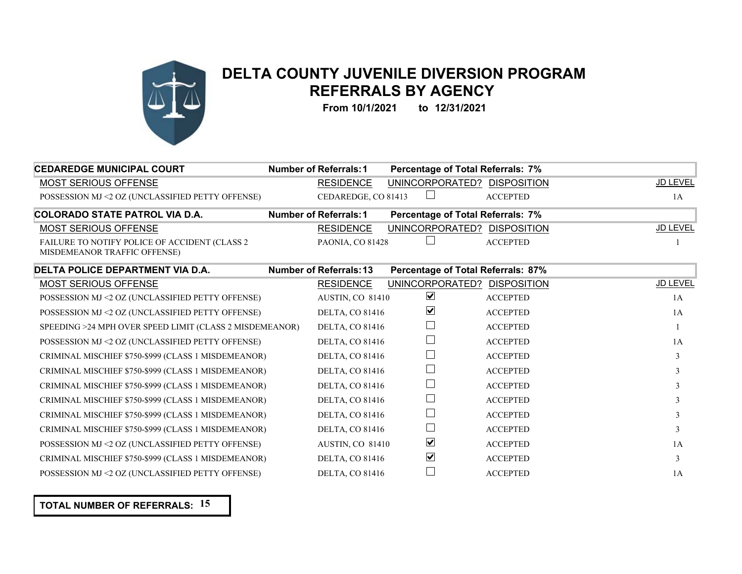# DELTA COUNTY JUVENILE DIVERSION PROGRAM
## REFERRALS BY AGENCY

**From 10/1/2021 to 12/31/2021**

**CEDAREDGE MUNICIPAL COURT** — **Number of Referrals: 1** — **Percentage of Total Referrals: 7%**

| MOST SERIOUS OFFENSE | RESIDENCE | UNINCORPORATED? | DISPOSITION | JD LEVEL |
|---|---|---|---|---|
| POSSESSION MJ <2 OZ (UNCLASSIFIED PETTY OFFENSE) | CEDAREDGE, CO 81413 | ☐ | ACCEPTED | 1A |

**COLORADO STATE PATROL VIA D.A.** — **Number of Referrals: 1** — **Percentage of Total Referrals: 7%**

| MOST SERIOUS OFFENSE | RESIDENCE | UNINCORPORATED? | DISPOSITION | JD LEVEL |
|---|---|---|---|---|
| FAILURE TO NOTIFY POLICE OF ACCIDENT (CLASS 2 MISDEMEANOR TRAFFIC OFFENSE) | PAONIA, CO 81428 | ☐ | ACCEPTED | 1 |

**DELTA POLICE DEPARTMENT VIA D.A.** — **Number of Referrals: 13** — **Percentage of Total Referrals: 87%**

| MOST SERIOUS OFFENSE | RESIDENCE | UNINCORPORATED? | DISPOSITION | JD LEVEL |
|---|---|---|---|---|
| POSSESSION MJ <2 OZ (UNCLASSIFIED PETTY OFFENSE) | AUSTIN, CO 81410 | ☑ | ACCEPTED | 1A |
| POSSESSION MJ <2 OZ (UNCLASSIFIED PETTY OFFENSE) | DELTA, CO 81416 | ☑ | ACCEPTED | 1A |
| SPEEDING >24 MPH OVER SPEED LIMIT (CLASS 2 MISDEMEANOR) | DELTA, CO 81416 | ☐ | ACCEPTED | 1 |
| POSSESSION MJ <2 OZ (UNCLASSIFIED PETTY OFFENSE) | DELTA, CO 81416 | ☐ | ACCEPTED | 1A |
| CRIMINAL MISCHIEF $750-$999 (CLASS 1 MISDEMEANOR) | DELTA, CO 81416 | ☐ | ACCEPTED | 3 |
| CRIMINAL MISCHIEF $750-$999 (CLASS 1 MISDEMEANOR) | DELTA, CO 81416 | ☐ | ACCEPTED | 3 |
| CRIMINAL MISCHIEF $750-$999 (CLASS 1 MISDEMEANOR) | DELTA, CO 81416 | ☐ | ACCEPTED | 3 |
| CRIMINAL MISCHIEF $750-$999 (CLASS 1 MISDEMEANOR) | DELTA, CO 81416 | ☐ | ACCEPTED | 3 |
| CRIMINAL MISCHIEF $750-$999 (CLASS 1 MISDEMEANOR) | DELTA, CO 81416 | ☐ | ACCEPTED | 3 |
| CRIMINAL MISCHIEF $750-$999 (CLASS 1 MISDEMEANOR) | DELTA, CO 81416 | ☐ | ACCEPTED | 3 |
| POSSESSION MJ <2 OZ (UNCLASSIFIED PETTY OFFENSE) | AUSTIN, CO 81410 | ☑ | ACCEPTED | 1A |
| CRIMINAL MISCHIEF $750-$999 (CLASS 1 MISDEMEANOR) | DELTA, CO 81416 | ☑ | ACCEPTED | 3 |
| POSSESSION MJ <2 OZ (UNCLASSIFIED PETTY OFFENSE) | DELTA, CO 81416 | ☐ | ACCEPTED | 1A |

**TOTAL NUMBER OF REFERRALS: 15**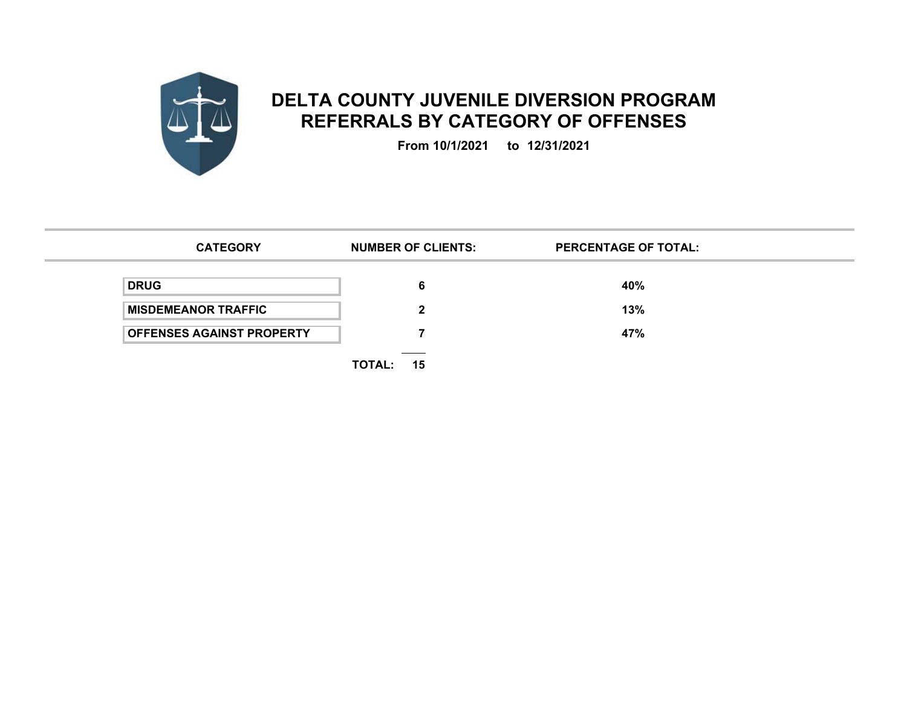# DELTA COUNTY JUVENILE DIVERSION PROGRAM
## REFERRALS BY CATEGORY OF OFFENSES

**From 10/1/2021 to 12/31/2021**

| CATEGORY | NUMBER OF CLIENTS: | PERCENTAGE OF TOTAL: |
|---|---|---|
| DRUG | 6 | 40% |
| MISDEMEANOR TRAFFIC | 2 | 13% |
| OFFENSES AGAINST PROPERTY | 7 | 47% |
| TOTAL: | 15 | |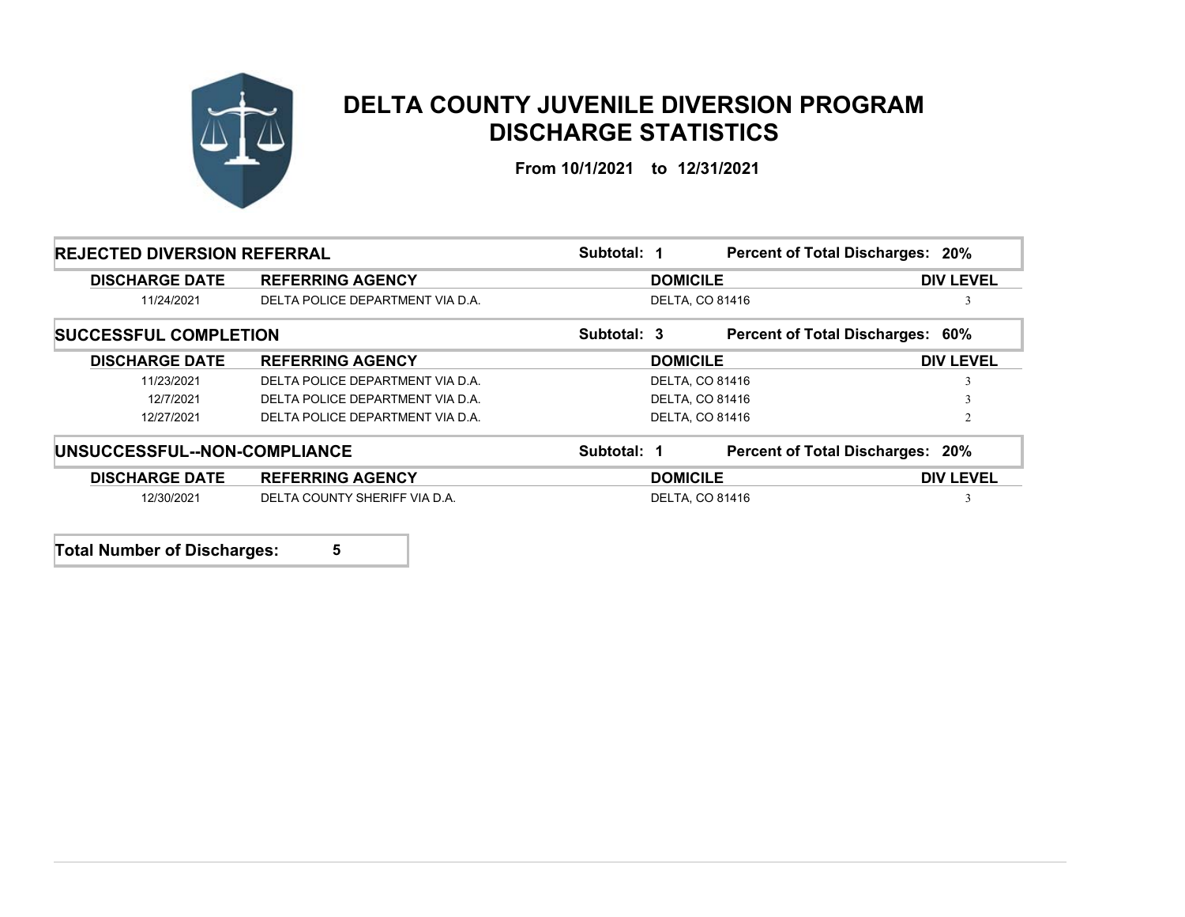# DELTA COUNTY JUVENILE DIVERSION PROGRAM
# DISCHARGE STATISTICS

**From 10/1/2021 to 12/31/2021**

**REJECTED DIVERSION REFERRAL** — **Subtotal: 1** — **Percent of Total Discharges: 20%**

| DISCHARGE DATE | REFERRING AGENCY | DOMICILE | DIV LEVEL |
| --- | --- | --- | --- |
| 11/24/2021 | DELTA POLICE DEPARTMENT VIA D.A. | DELTA, CO 81416 | 3 |

**SUCCESSFUL COMPLETION** — **Subtotal: 3** — **Percent of Total Discharges: 60%**

| DISCHARGE DATE | REFERRING AGENCY | DOMICILE | DIV LEVEL |
| --- | --- | --- | --- |
| 11/23/2021 | DELTA POLICE DEPARTMENT VIA D.A. | DELTA, CO 81416 | 3 |
| 12/7/2021 | DELTA POLICE DEPARTMENT VIA D.A. | DELTA, CO 81416 | 3 |
| 12/27/2021 | DELTA POLICE DEPARTMENT VIA D.A. | DELTA, CO 81416 | 2 |

**UNSUCCESSFUL--NON-COMPLIANCE** — **Subtotal: 1** — **Percent of Total Discharges: 20%**

| DISCHARGE DATE | REFERRING AGENCY | DOMICILE | DIV LEVEL |
| --- | --- | --- | --- |
| 12/30/2021 | DELTA COUNTY SHERIFF VIA D.A. | DELTA, CO 81416 | 3 |

**Total Number of Discharges: 5**